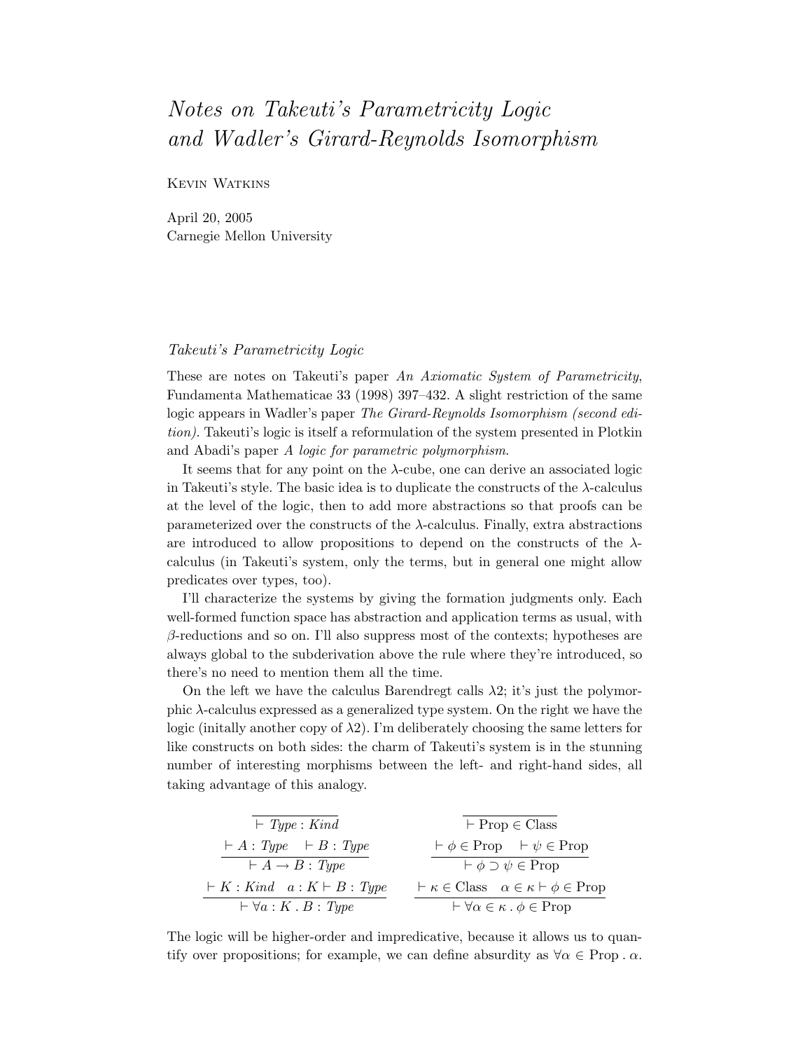# *Notes on Takeuti's Parametricity Logic and Wadler's Girard-Reynolds Isomorphism*

Kevin Watkins

April 20, 2005
Carnegie Mellon University

## *Takeuti's Parametricity Logic*

These are notes on Takeuti's paper *An Axiomatic System of Parametricity*, Fundamenta Mathematicae 33 (1998) 397–432. A slight restriction of the same logic appears in Wadler's paper *The Girard-Reynolds Isomorphism (second edition)*. Takeuti's logic is itself a reformulation of the system presented in Plotkin and Abadi's paper *A logic for parametric polymorphism*.

It seems that for any point on the $\lambda$-cube, one can derive an associated logic in Takeuti's style. The basic idea is to duplicate the constructs of the $\lambda$-calculus at the level of the logic, then to add more abstractions so that proofs can be parameterized over the constructs of the $\lambda$-calculus. Finally, extra abstractions are introduced to allow propositions to depend on the constructs of the $\lambda$-calculus (in Takeuti's system, only the terms, but in general one might allow predicates over types, too).

I'll characterize the systems by giving the formation judgments only. Each well-formed function space has abstraction and application terms as usual, with $\beta$-reductions and so on. I'll also suppress most of the contexts; hypotheses are always global to the subderivation above the rule where they're introduced, so there's no need to mention them all the time.

On the left we have the calculus Barendregt calls $\lambda 2$; it's just the polymorphic $\lambda$-calculus expressed as a generalized type system. On the right we have the logic (initally another copy of $\lambda 2$). I'm deliberately choosing the same letters for like constructs on both sides: the charm of Takeuti's system is in the stunning number of interesting morphisms between the left- and right-hand sides, all taking advantage of this analogy.

$$\frac{}{\vdash \mathit{Type} : \mathit{Kind}} \qquad\qquad \frac{}{\vdash \mathrm{Prop} \in \mathrm{Class}}$$

$$\frac{\vdash A : \mathit{Type} \quad \vdash B : \mathit{Type}}{\vdash A \to B : \mathit{Type}} \qquad\qquad \frac{\vdash \phi \in \mathrm{Prop} \quad \vdash \psi \in \mathrm{Prop}}{\vdash \phi \supset \psi \in \mathrm{Prop}}$$

$$\frac{\vdash K : \mathit{Kind} \quad a : K \vdash B : \mathit{Type}}{\vdash \forall a : K \,.\, B : \mathit{Type}} \qquad\qquad \frac{\vdash \kappa \in \mathrm{Class} \quad \alpha \in \kappa \vdash \phi \in \mathrm{Prop}}{\vdash \forall \alpha \in \kappa \,.\, \phi \in \mathrm{Prop}}$$

The logic will be higher-order and impredicative, because it allows us to quantify over propositions; for example, we can define absurdity as $\forall \alpha \in \mathrm{Prop} \,.\, \alpha$.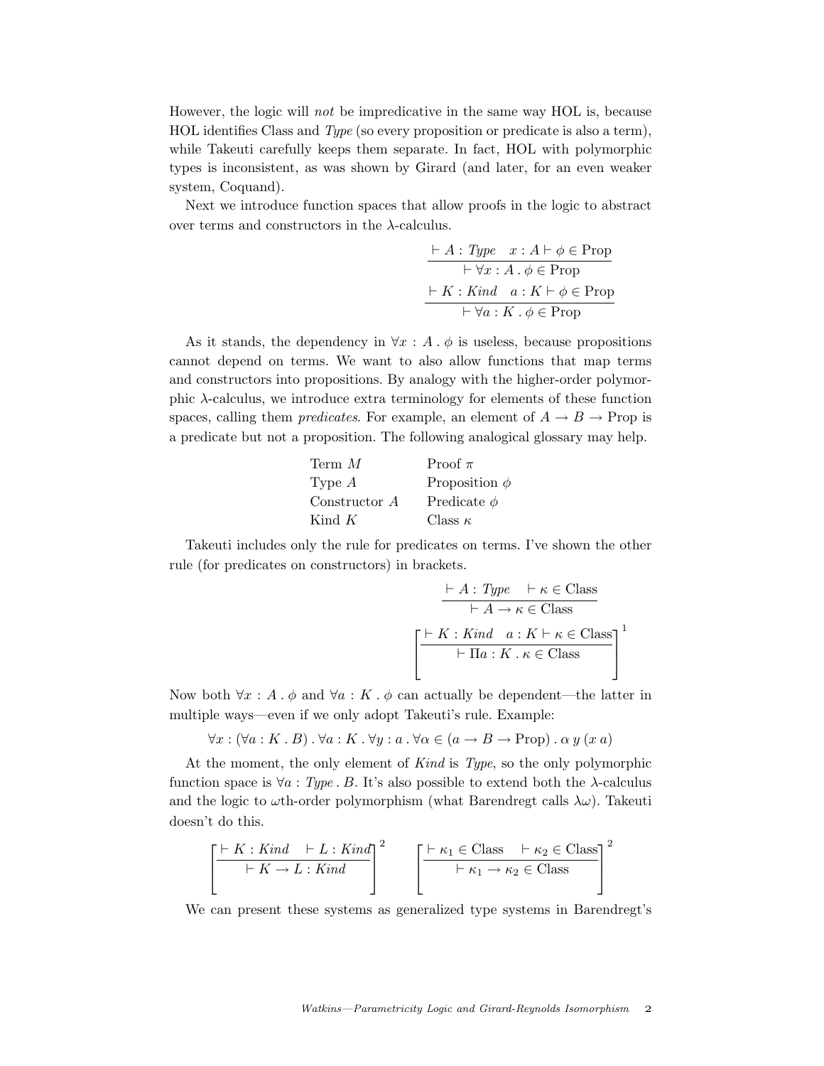However, the logic will *not* be impredicative in the same way HOL is, because HOL identifies Class and *Type* (so every proposition or predicate is also a term), while Takeuti carefully keeps them separate. In fact, HOL with polymorphic types is inconsistent, as was shown by Girard (and later, for an even weaker system, Coquand).

Next we introduce function spaces that allow proofs in the logic to abstract over terms and constructors in the λ-calculus.

$$\frac{\vdash A : \mathit{Type} \quad x : A \vdash \phi \in \text{Prop}}{\vdash \forall x : A \,.\, \phi \in \text{Prop}}$$

$$\frac{\vdash K : \mathit{Kind} \quad a : K \vdash \phi \in \text{Prop}}{\vdash \forall a : K \,.\, \phi \in \text{Prop}}$$

As it stands, the dependency in $\forall x : A \,.\, \phi$ is useless, because propositions cannot depend on terms. We want to also allow functions that map terms and constructors into propositions. By analogy with the higher-order polymorphic λ-calculus, we introduce extra terminology for elements of these function spaces, calling them *predicates*. For example, an element of $A \to B \to \text{Prop}$ is a predicate but not a proposition. The following analogical glossary may help.

| | |
|---|---|
| Term $M$ | Proof $\pi$ |
| Type $A$ | Proposition $\phi$ |
| Constructor $A$ | Predicate $\phi$ |
| Kind $K$ | Class $\kappa$ |

Takeuti includes only the rule for predicates on terms. I've shown the other rule (for predicates on constructors) in brackets.

$$\frac{\vdash A : \mathit{Type} \quad \vdash \kappa \in \text{Class}}{\vdash A \to \kappa \in \text{Class}}$$

$$\left[\frac{\vdash K : \mathit{Kind} \quad a : K \vdash \kappa \in \text{Class}}{\vdash \Pi a : K \,.\, \kappa \in \text{Class}}\right]^1$$

Now both $\forall x : A \,.\, \phi$ and $\forall a : K \,.\, \phi$ can actually be dependent—the latter in multiple ways—even if we only adopt Takeuti's rule. Example:

$$\forall x : (\forall a : K \,.\, B) \,.\, \forall a : K \,.\, \forall y : a \,.\, \forall \alpha \in (a \to B \to \text{Prop}) \,.\, \alpha \; y \; (x \; a)$$

At the moment, the only element of *Kind* is *Type*, so the only polymorphic function space is $\forall a : \mathit{Type} \,.\, B$. It's also possible to extend both the λ-calculus and the logic to ωth-order polymorphism (what Barendregt calls $\lambda\omega$). Takeuti doesn't do this.

$$\left[\frac{\vdash K : \mathit{Kind} \quad \vdash L : \mathit{Kind}}{\vdash K \to L : \mathit{Kind}}\right]^2 \qquad \left[\frac{\vdash \kappa_1 \in \text{Class} \quad \vdash \kappa_2 \in \text{Class}}{\vdash \kappa_1 \to \kappa_2 \in \text{Class}}\right]^2$$

We can present these systems as generalized type systems in Barendregt's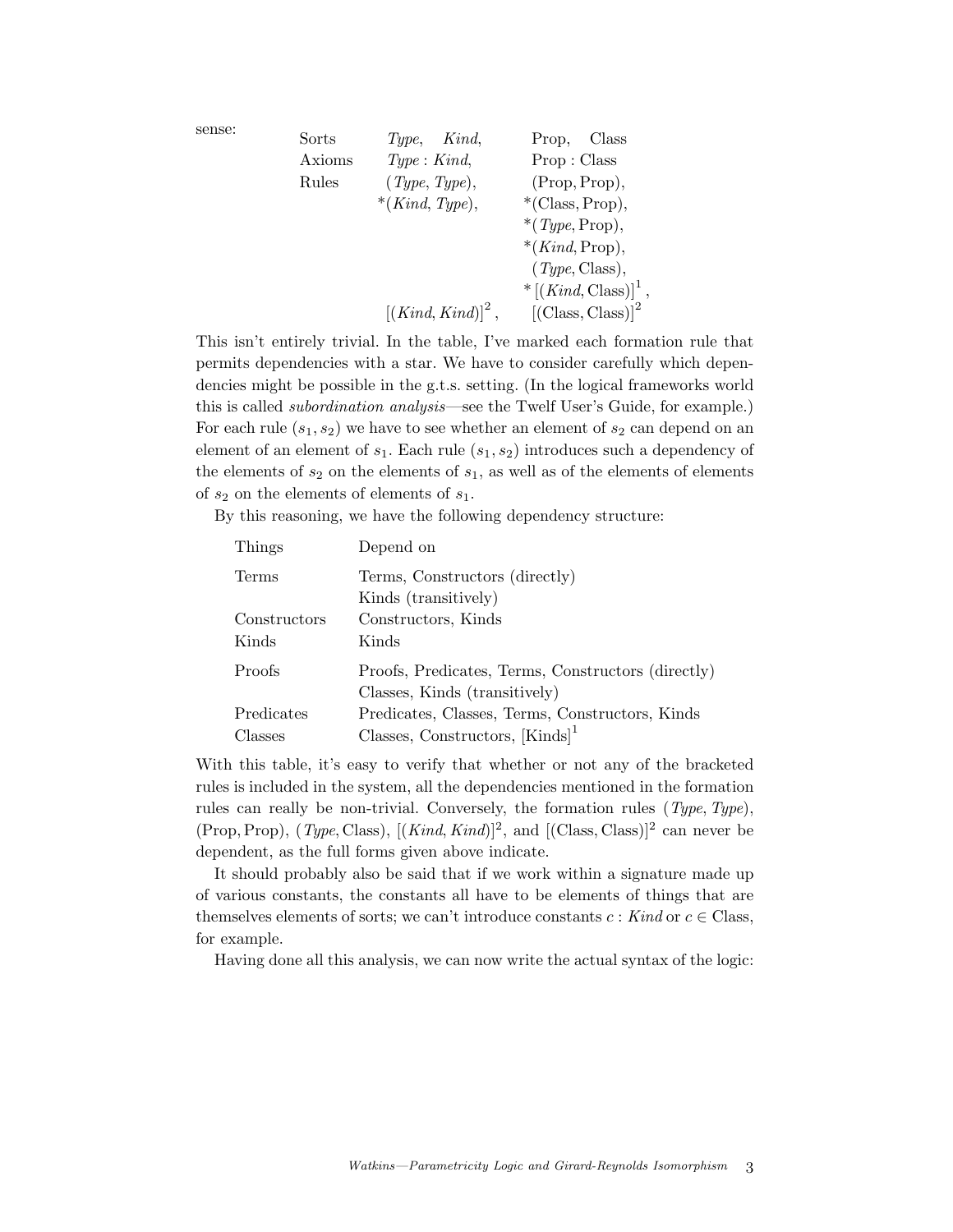sense:

| | | |
|---|---|---|
| Sorts | $\mathit{Type}$, $\mathit{Kind}$, | Prop, Class |
| Axioms | $\mathit{Type} : \mathit{Kind}$, | Prop : Class |
| Rules | $(\mathit{Type}, \mathit{Type})$, | $(\text{Prop}, \text{Prop})$, |
| | $*(\mathit{Kind}, \mathit{Type})$, | $*(\text{Class}, \text{Prop})$, |
| | | $*(\mathit{Type}, \text{Prop})$, |
| | | $*(\mathit{Kind}, \text{Prop})$, |
| | | $(\mathit{Type}, \text{Class})$, |
| | | $*\,[(\mathit{Kind}, \text{Class})]^1$, |
| | $[(\mathit{Kind}, \mathit{Kind})]^2$, | $[(\text{Class}, \text{Class})]^2$ |

This isn't entirely trivial. In the table, I've marked each formation rule that permits dependencies with a star. We have to consider carefully which dependencies might be possible in the g.t.s. setting. (In the logical frameworks world this is called *subordination analysis*—see the Twelf User's Guide, for example.) For each rule $(s_1, s_2)$ we have to see whether an element of $s_2$ can depend on an element of an element of $s_1$. Each rule $(s_1, s_2)$ introduces such a dependency of the elements of $s_2$ on the elements of $s_1$, as well as of the elements of elements of $s_2$ on the elements of elements of $s_1$.

By this reasoning, we have the following dependency structure:

| Things | Depend on |
|---|---|
| Terms | Terms, Constructors (directly) |
| | Kinds (transitively) |
| Constructors | Constructors, Kinds |
| Kinds | Kinds |
| Proofs | Proofs, Predicates, Terms, Constructors (directly) |
| | Classes, Kinds (transitively) |
| Predicates | Predicates, Classes, Terms, Constructors, Kinds |
| Classes | Classes, Constructors, $[\text{Kinds}]^1$ |

With this table, it's easy to verify that whether or not any of the bracketed rules is included in the system, all the dependencies mentioned in the formation rules can really be non-trivial. Conversely, the formation rules $(\mathit{Type}, \mathit{Type})$, $(\text{Prop}, \text{Prop})$, $(\mathit{Type}, \text{Class})$, $[(\mathit{Kind}, \mathit{Kind})]^2$, and $[(\text{Class}, \text{Class})]^2$ can never be dependent, as the full forms given above indicate.

It should probably also be said that if we work within a signature made up of various constants, the constants all have to be elements of things that are themselves elements of sorts; we can't introduce constants $c : \mathit{Kind}$ or $c \in \text{Class}$, for example.

Having done all this analysis, we can now write the actual syntax of the logic: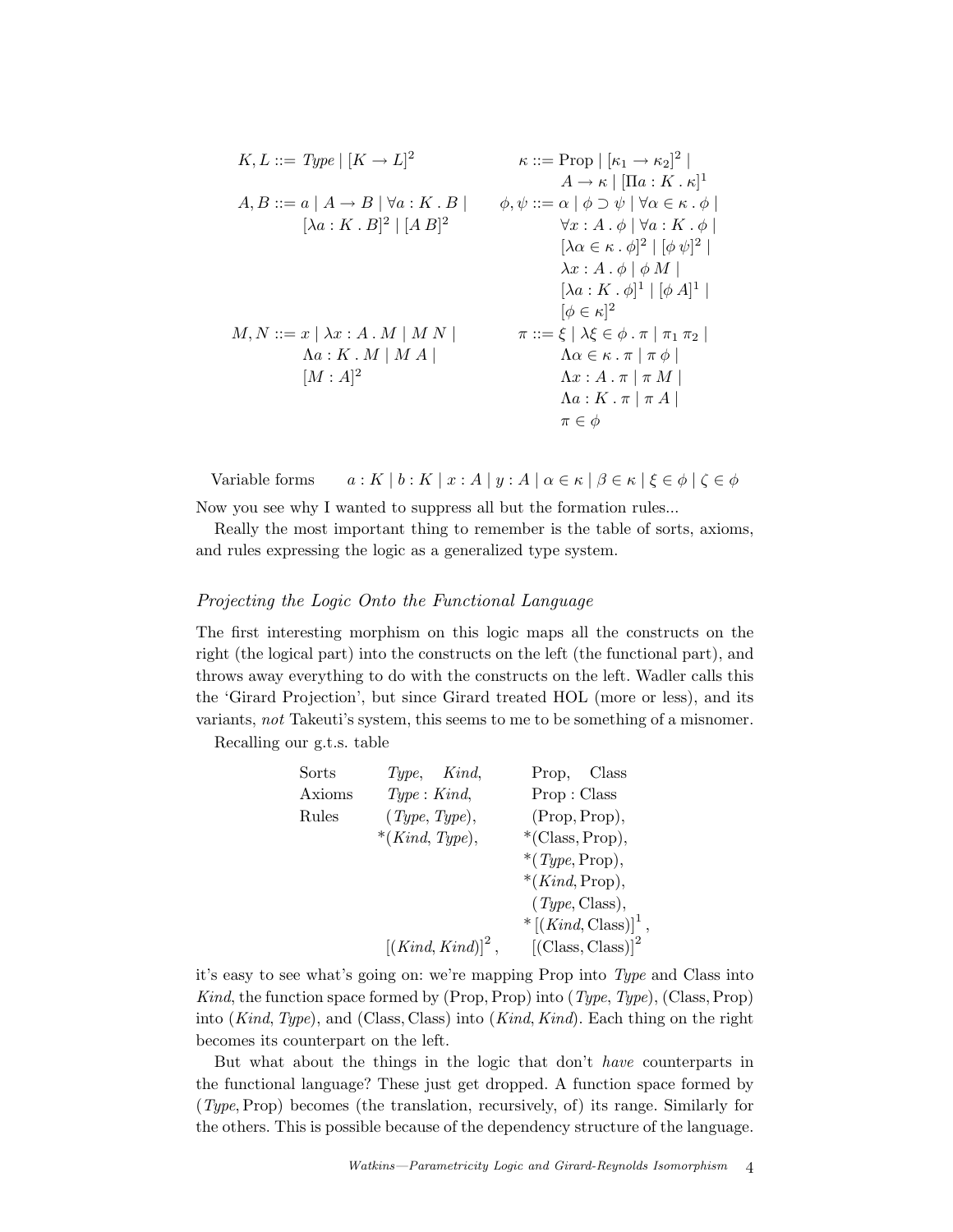$$
\begin{aligned}
K, L &::= \mathit{Type} \mid [K \to L]^2 \\
A, B &::= a \mid A \to B \mid \forall a : K \,.\, B \mid \\
&\quad\;\; [\lambda a : K \,.\, B]^2 \mid [A\, B]^2 \\
M, N &::= x \mid \lambda x : A \,.\, M \mid M\, N \mid \\
&\quad\;\; \Lambda a : K \,.\, M \mid M\, A \mid \\
&\quad\;\; [M : A]^2
\end{aligned}
$$

$$
\begin{aligned}
\kappa &::= \mathrm{Prop} \mid [\kappa_1 \to \kappa_2]^2 \mid \\
&\quad\;\; A \to \kappa \mid [\Pi a : K \,.\, \kappa]^1 \\
\phi, \psi &::= \alpha \mid \phi \supset \psi \mid \forall \alpha \in \kappa \,.\, \phi \mid \\
&\quad\;\; \forall x : A \,.\, \phi \mid \forall a : K \,.\, \phi \mid \\
&\quad\;\; [\lambda \alpha \in \kappa \,.\, \phi]^2 \mid [\phi\, \psi]^2 \mid \\
&\quad\;\; \lambda x : A \,.\, \phi \mid \phi\, M \mid \\
&\quad\;\; [\lambda a : K \,.\, \phi]^1 \mid [\phi\, A]^1 \mid \\
&\quad\;\; [\phi \in \kappa]^2 \\
\pi &::= \xi \mid \lambda \xi \in \phi \,.\, \pi \mid \pi_1\, \pi_2 \mid \\
&\quad\;\; \Lambda \alpha \in \kappa \,.\, \pi \mid \pi\, \phi \mid \\
&\quad\;\; \Lambda x : A \,.\, \pi \mid \pi\, M \mid \\
&\quad\;\; \Lambda a : K \,.\, \pi \mid \pi\, A \mid \\
&\quad\;\; \pi \in \phi
\end{aligned}
$$

Variable forms $\quad a : K \mid b : K \mid x : A \mid y : A \mid \alpha \in \kappa \mid \beta \in \kappa \mid \xi \in \phi \mid \zeta \in \phi$

Now you see why I wanted to suppress all but the formation rules...

Really the most important thing to remember is the table of sorts, axioms, and rules expressing the logic as a generalized type system.

*Projecting the Logic Onto the Functional Language*

The first interesting morphism on this logic maps all the constructs on the right (the logical part) into the constructs on the left (the functional part), and throws away everything to do with the constructs on the left. Wadler calls this the 'Girard Projection', but since Girard treated HOL (more or less), and its variants, *not* Takeuti's system, this seems to me to be something of a misnomer.

Recalling our g.t.s. table

| | | |
|---|---|---|
| Sorts | *Type*, *Kind*, | Prop, Class |
| Axioms | *Type* : *Kind*, | Prop : Class |
| Rules | (*Type*, *Type*), | (Prop, Prop), |
| | *(*Kind*, *Type*), | *(Class, Prop), |
| | | *(*Type*, Prop), |
| | | *(*Kind*, Prop), |
| | | (*Type*, Class), |
| | | $*\,[(\mathit{Kind}, \mathrm{Class})]^1$, |
| | $[(\mathit{Kind}, \mathit{Kind})]^2$, | $[(\mathrm{Class}, \mathrm{Class})]^2$ |

it's easy to see what's going on: we're mapping Prop into *Type* and Class into *Kind*, the function space formed by (Prop, Prop) into (*Type*, *Type*), (Class, Prop) into (*Kind*, *Type*), and (Class, Class) into (*Kind*, *Kind*). Each thing on the right becomes its counterpart on the left.

But what about the things in the logic that don't *have* counterparts in the functional language? These just get dropped. A function space formed by (*Type*, Prop) becomes (the translation, recursively, of) its range. Similarly for the others. This is possible because of the dependency structure of the language.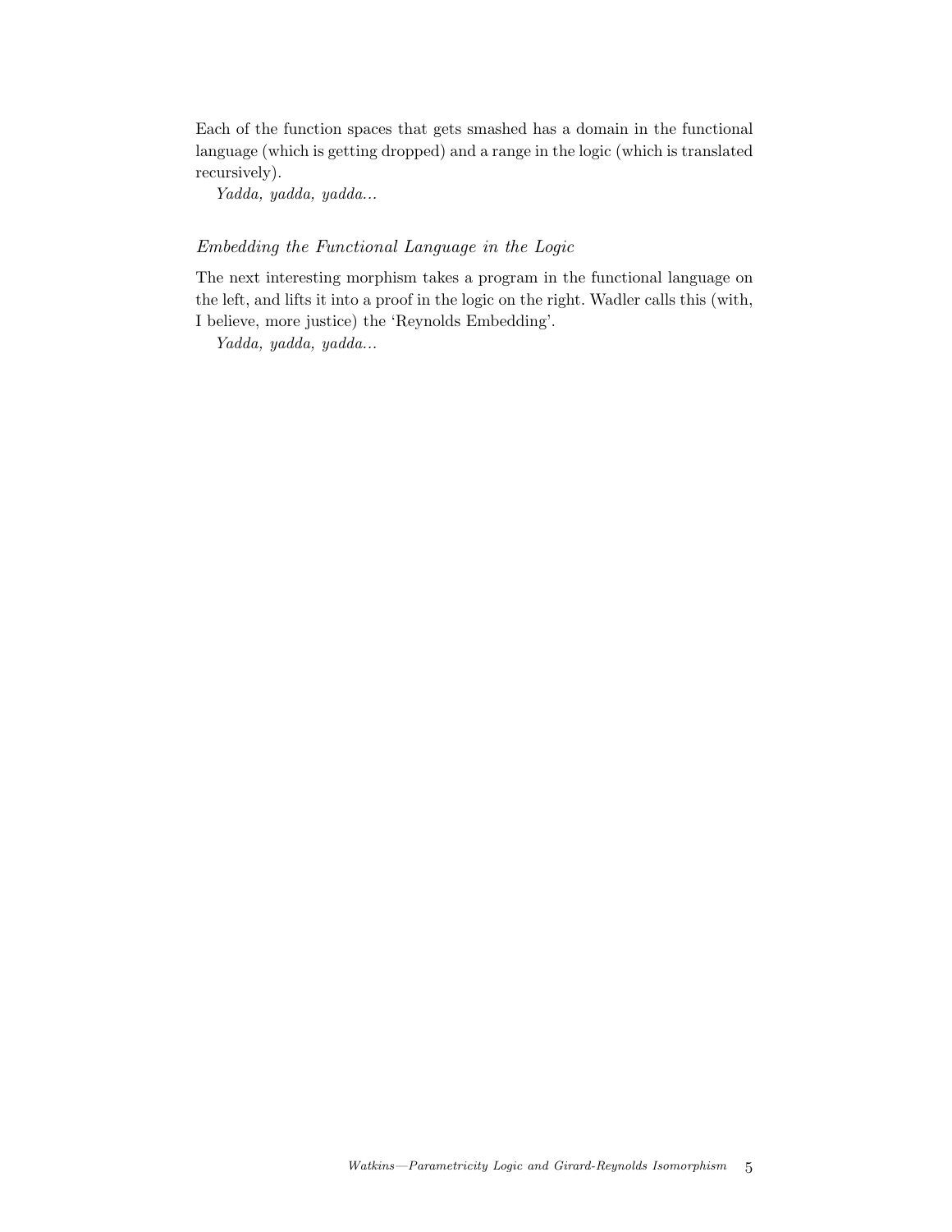Each of the function spaces that gets smashed has a domain in the functional language (which is getting dropped) and a range in the logic (which is translated recursively).

*Yadda, yadda, yadda...*

### *Embedding the Functional Language in the Logic*

The next interesting morphism takes a program in the functional language on the left, and lifts it into a proof in the logic on the right. Wadler calls this (with, I believe, more justice) the 'Reynolds Embedding'.

*Yadda, yadda, yadda...*